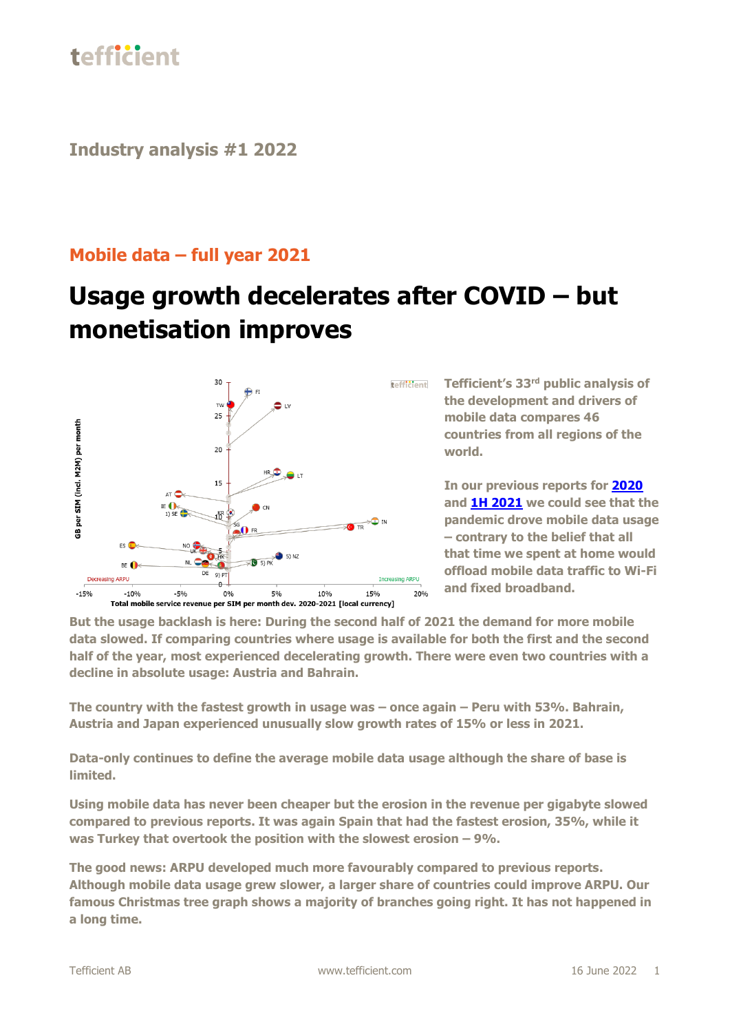tefficient

## Industry analysis #1 2022

## Mobile data – full year 2021

# Usage growth decelerates after COVID – but monetisation improves

**Tefficient's 33rd public analysis of the development and drivers of mobile data compares 46 countries from all regions of the world.**

**In our previous reports for 2020 and 1H 2021 we could see that the pandemic drove mobile data usage – contrary to the belief that all that time we spent at home would offload mobile data traffic to Wi-Fi and fixed broadband.**

**But the usage backlash is here: During the second half of 2021 the demand for more mobile data slowed. If comparing countries where usage is available for both the first and the second half of the year, most experienced decelerating growth. There were even two countries with a decline in absolute usage: Austria and Bahrain.**

**The country with the fastest growth in usage was – once again – Peru with 53%. Bahrain, Austria and Japan experienced unusually slow growth rates of 15% or less in 2021.**

**Data-only continues to define the average mobile data usage although the share of base is limited.**

**Using mobile data has never been cheaper but the erosion in the revenue per gigabyte slowed compared to previous reports. It was again Spain that had the fastest erosion, 35%, while it was Turkey that overtook the position with the slowest erosion – 9%.**

**The good news: ARPU developed much more favourably compared to previous reports. Although mobile data usage grew slower, a larger share of countries could improve ARPU. Our famous Christmas tree graph shows a majority of branches going right. It has not happened in a long time.**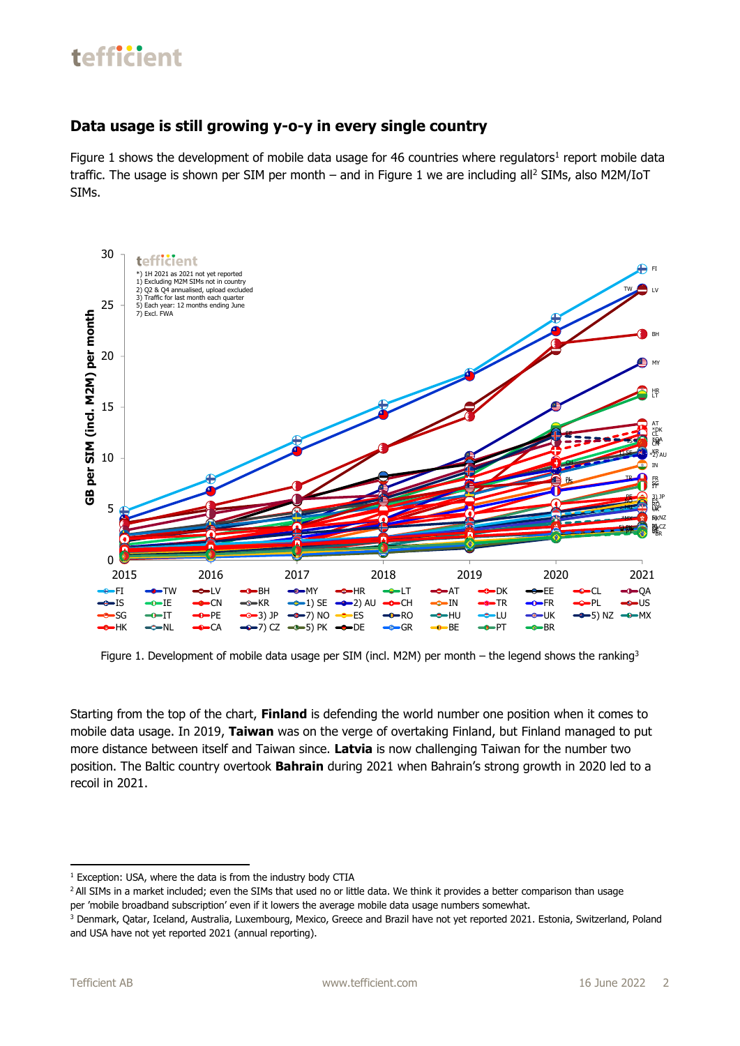## Data usage is still growing y-o-y in every single country

Figure 1 shows the development of mobile data usage for 46 countries where regulators[1] report mobile data traffic. The usage is shown per SIM per month – and in Figure 1 we are including all[2] SIMs, also M2M/IoT SIMs.

Figure 1. Development of mobile data usage per SIM (incl. M2M) per month – the legend shows the ranking[3]

Starting from the top of the chart, **Finland** is defending the world number one position when it comes to mobile data usage. In 2019, **Taiwan** was on the verge of overtaking Finland, but Finland managed to put more distance between itself and Taiwan since. **Latvia** is now challenging Taiwan for the number two position. The Baltic country overtook **Bahrain** during 2021 when Bahrain's strong growth in 2020 led to a recoil in 2021.

---

[1] Exception: USA, where the data is from the industry body CTIA

[2] All SIMs in a market included; even the SIMs that used no or little data. We think it provides a better comparison than usage per 'mobile broadband subscription' even if it lowers the average mobile data usage numbers somewhat.

[3] Denmark, Qatar, Iceland, Australia, Luxembourg, Mexico, Greece and Brazil have not yet reported 2021. Estonia, Switzerland, Poland and USA have not yet reported 2021 (annual reporting).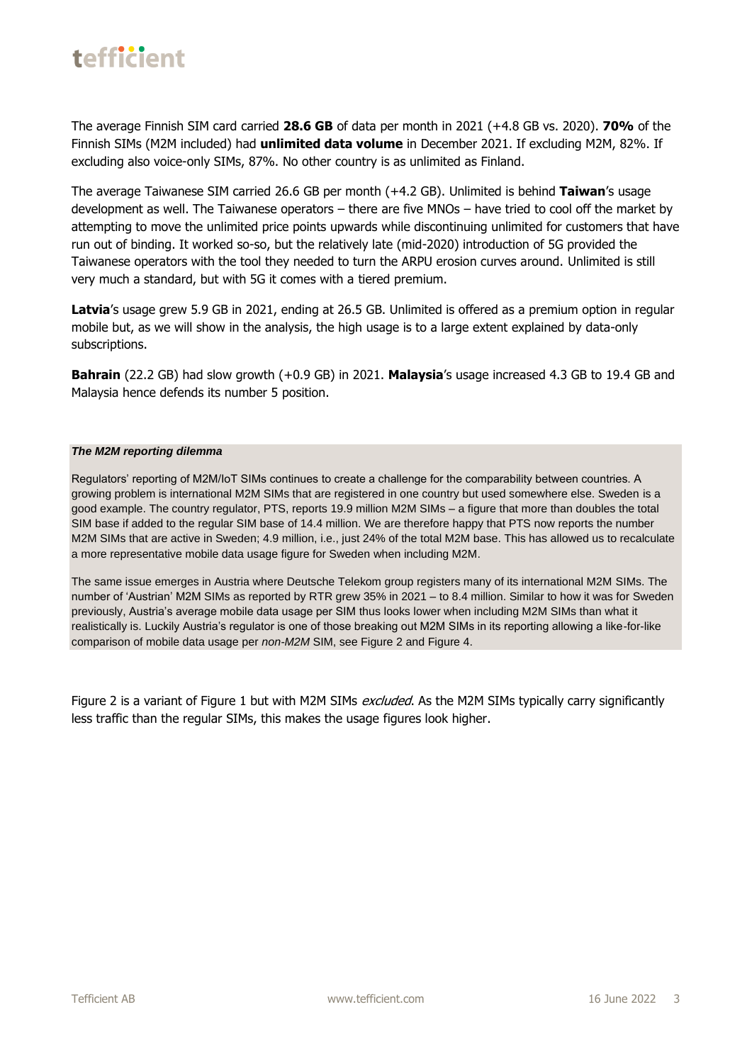The average Finnish SIM card carried **28.6 GB** of data per month in 2021 (+4.8 GB vs. 2020). **70%** of the Finnish SIMs (M2M included) had **unlimited data volume** in December 2021. If excluding M2M, 82%. If excluding also voice-only SIMs, 87%. No other country is as unlimited as Finland.

The average Taiwanese SIM carried 26.6 GB per month (+4.2 GB). Unlimited is behind **Taiwan**'s usage development as well. The Taiwanese operators – there are five MNOs – have tried to cool off the market by attempting to move the unlimited price points upwards while discontinuing unlimited for customers that have run out of binding. It worked so-so, but the relatively late (mid-2020) introduction of 5G provided the Taiwanese operators with the tool they needed to turn the ARPU erosion curves around. Unlimited is still very much a standard, but with 5G it comes with a tiered premium.

**Latvia**'s usage grew 5.9 GB in 2021, ending at 26.5 GB. Unlimited is offered as a premium option in regular mobile but, as we will show in the analysis, the high usage is to a large extent explained by data-only subscriptions.

**Bahrain** (22.2 GB) had slow growth (+0.9 GB) in 2021. **Malaysia**'s usage increased 4.3 GB to 19.4 GB and Malaysia hence defends its number 5 position.

***The M2M reporting dilemma***

Regulators' reporting of M2M/IoT SIMs continues to create a challenge for the comparability between countries. A growing problem is international M2M SIMs that are registered in one country but used somewhere else. Sweden is a good example. The country regulator, PTS, reports 19.9 million M2M SIMs – a figure that more than doubles the total SIM base if added to the regular SIM base of 14.4 million. We are therefore happy that PTS now reports the number M2M SIMs that are active in Sweden; 4.9 million, i.e., just 24% of the total M2M base. This has allowed us to recalculate a more representative mobile data usage figure for Sweden when including M2M.

The same issue emerges in Austria where Deutsche Telekom group registers many of its international M2M SIMs. The number of 'Austrian' M2M SIMs as reported by RTR grew 35% in 2021 – to 8.4 million. Similar to how it was for Sweden previously, Austria's average mobile data usage per SIM thus looks lower when including M2M SIMs than what it realistically is. Luckily Austria's regulator is one of those breaking out M2M SIMs in its reporting allowing a like-for-like comparison of mobile data usage per *non-M2M* SIM, see Figure 2 and Figure 4.

Figure 2 is a variant of Figure 1 but with M2M SIMs *excluded*. As the M2M SIMs typically carry significantly less traffic than the regular SIMs, this makes the usage figures look higher.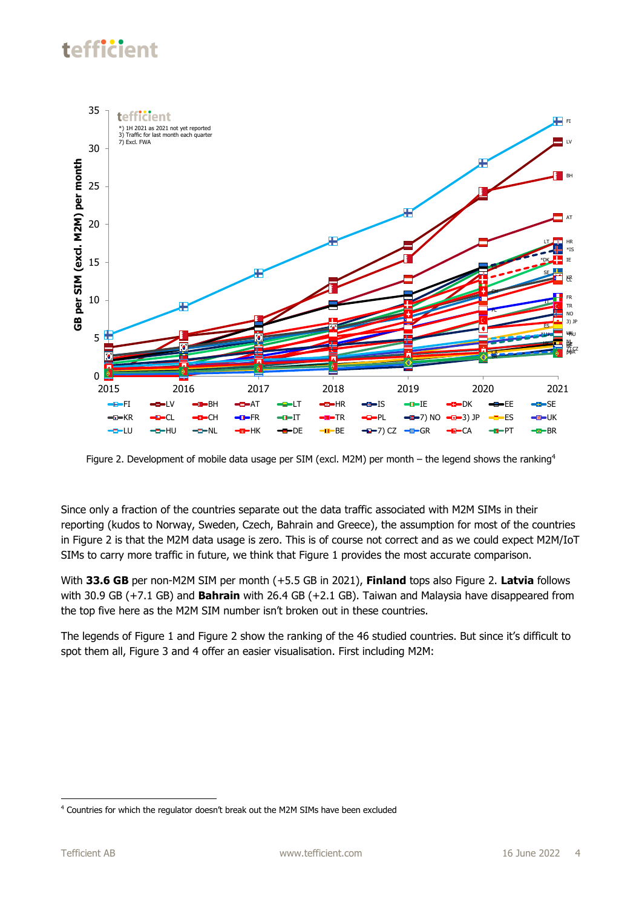Figure 2. Development of mobile data usage per SIM (excl. M2M) per month – the legend shows the ranking[4]

Since only a fraction of the countries separate out the data traffic associated with M2M SIMs in their reporting (kudos to Norway, Sweden, Czech, Bahrain and Greece), the assumption for most of the countries in Figure 2 is that the M2M data usage is zero. This is of course not correct and as we could expect M2M/IoT SIMs to carry more traffic in future, we think that Figure 1 provides the most accurate comparison.

With **33.6 GB** per non-M2M SIM per month (+5.5 GB in 2021), **Finland** tops also Figure 2. **Latvia** follows with 30.9 GB (+7.1 GB) and **Bahrain** with 26.4 GB (+2.1 GB). Taiwan and Malaysia have disappeared from the top five here as the M2M SIM number isn't broken out in these countries.

The legends of Figure 1 and Figure 2 show the ranking of the 46 studied countries. But since it's difficult to spot them all, Figure 3 and 4 offer an easier visualisation. First including M2M:

[4] Countries for which the regulator doesn't break out the M2M SIMs have been excluded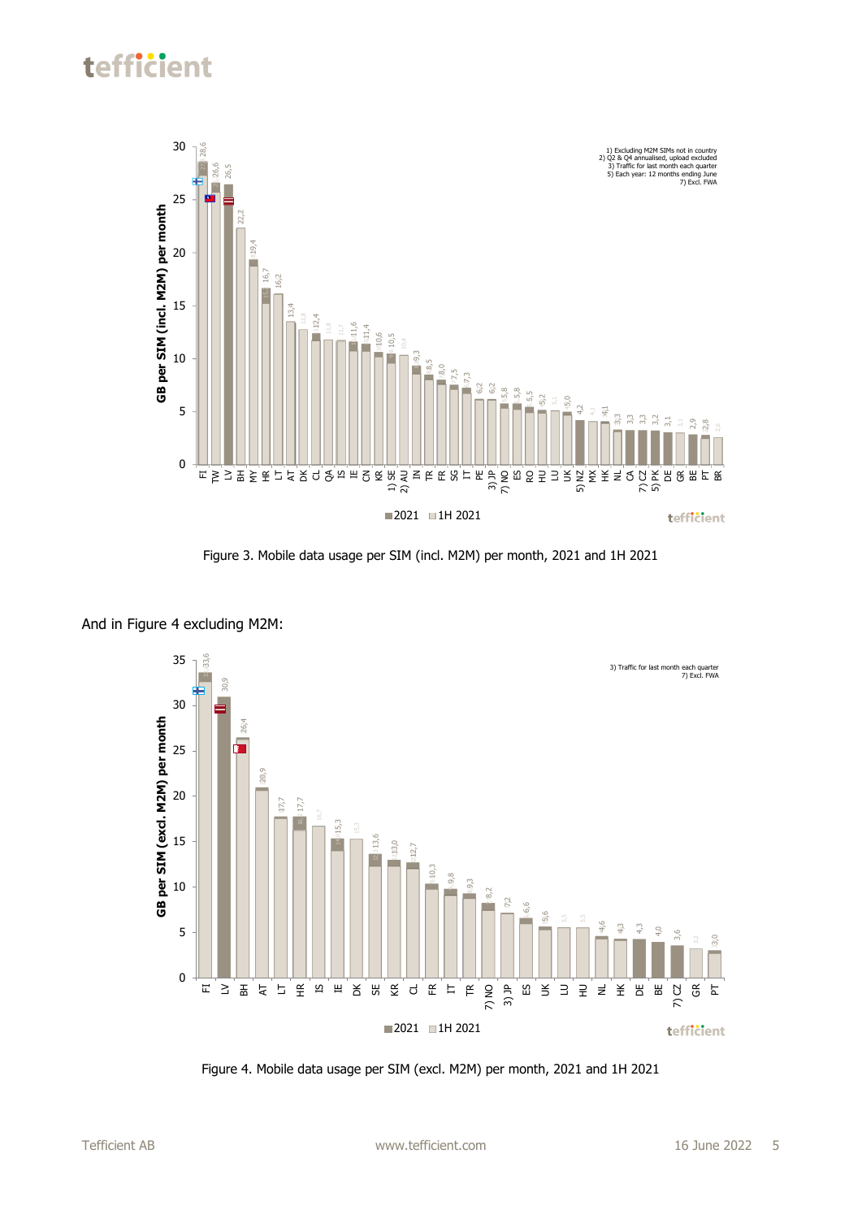Figure 3. Mobile data usage per SIM (incl. M2M) per month, 2021 and 1H 2021

And in Figure 4 excluding M2M:

Figure 4. Mobile data usage per SIM (excl. M2M) per month, 2021 and 1H 2021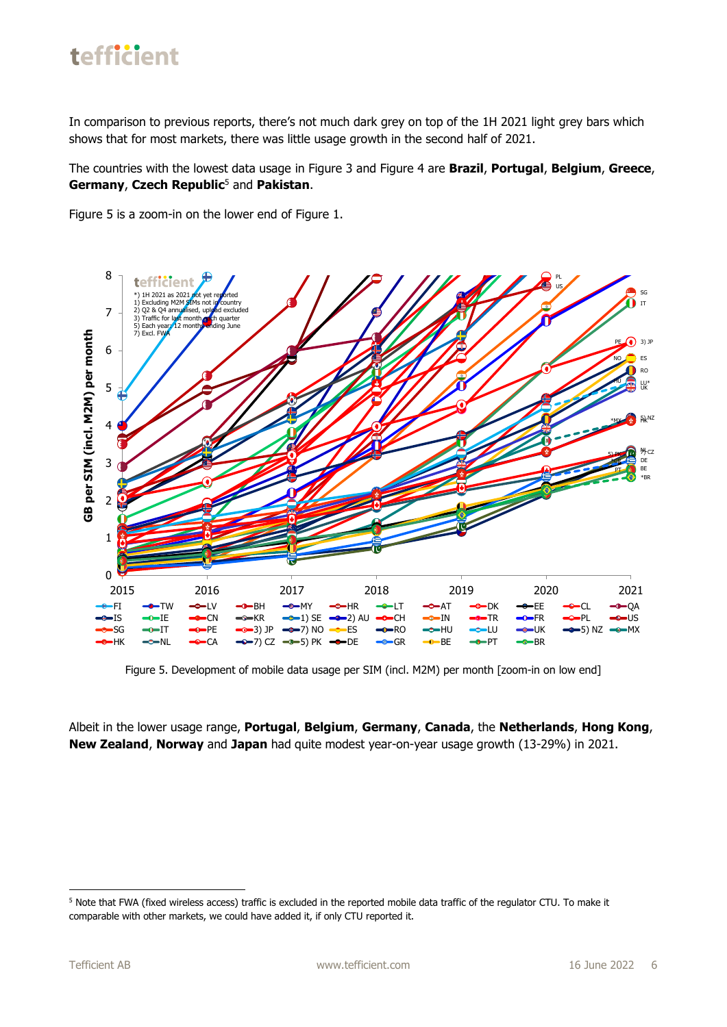In comparison to previous reports, there's not much dark grey on top of the 1H 2021 light grey bars which shows that for most markets, there was little usage growth in the second half of 2021.

The countries with the lowest data usage in Figure 3 and Figure 4 are **Brazil**, **Portugal**, **Belgium**, **Greece**, **Germany**, **Czech Republic**[5] and **Pakistan**.

Figure 5 is a zoom-in on the lower end of Figure 1.

Figure 5. Development of mobile data usage per SIM (incl. M2M) per month [zoom-in on low end]

Albeit in the lower usage range, **Portugal**, **Belgium**, **Germany**, **Canada**, the **Netherlands**, **Hong Kong**, **New Zealand**, **Norway** and **Japan** had quite modest year-on-year usage growth (13-29%) in 2021.

[5] Note that FWA (fixed wireless access) traffic is excluded in the reported mobile data traffic of the regulator CTU. To make it comparable with other markets, we could have added it, if only CTU reported it.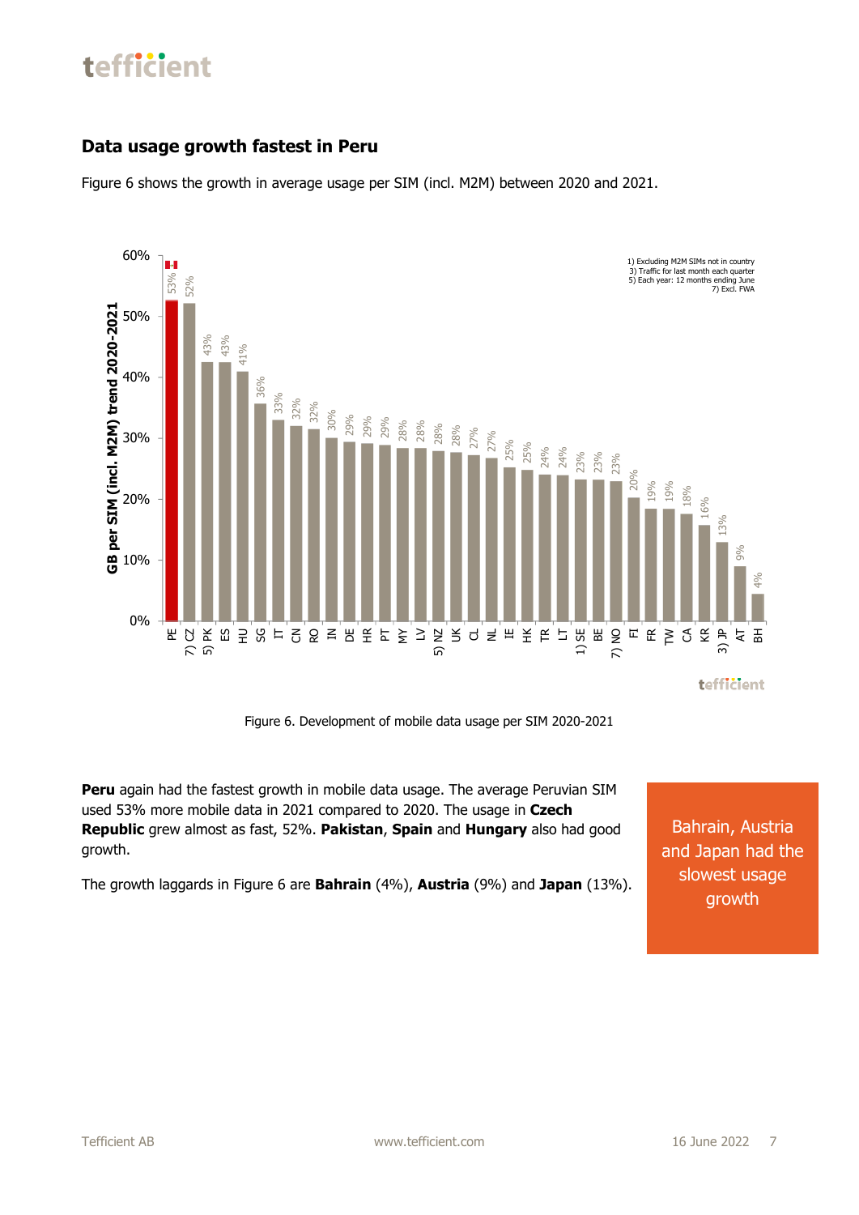## Data usage growth fastest in Peru

Figure 6 shows the growth in average usage per SIM (incl. M2M) between 2020 and 2021.

Figure 6. Development of mobile data usage per SIM 2020-2021

**Peru** again had the fastest growth in mobile data usage. The average Peruvian SIM used 53% more mobile data in 2021 compared to 2020. The usage in **Czech Republic** grew almost as fast, 52%. **Pakistan**, **Spain** and **Hungary** also had good growth.

The growth laggards in Figure 6 are **Bahrain** (4%), **Austria** (9%) and **Japan** (13%).

Bahrain, Austria and Japan had the slowest usage growth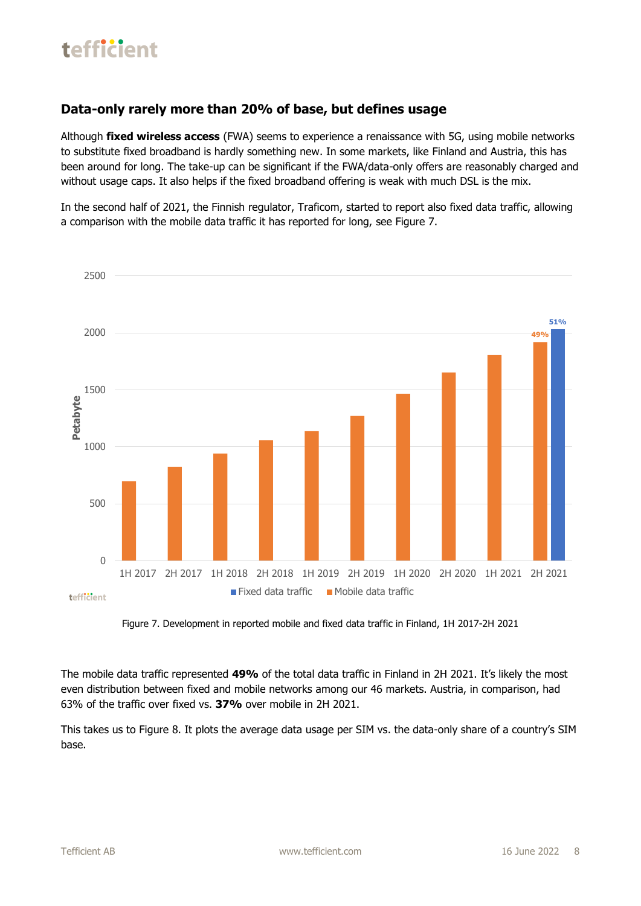## Data-only rarely more than 20% of base, but defines usage

Although **fixed wireless access** (FWA) seems to experience a renaissance with 5G, using mobile networks to substitute fixed broadband is hardly something new. In some markets, like Finland and Austria, this has been around for long. The take-up can be significant if the FWA/data-only offers are reasonably charged and without usage caps. It also helps if the fixed broadband offering is weak with much DSL is the mix.

In the second half of 2021, the Finnish regulator, Traficom, started to report also fixed data traffic, allowing a comparison with the mobile data traffic it has reported for long, see Figure 7.

Figure 7. Development in reported mobile and fixed data traffic in Finland, 1H 2017-2H 2021

The mobile data traffic represented **49%** of the total data traffic in Finland in 2H 2021. It's likely the most even distribution between fixed and mobile networks among our 46 markets. Austria, in comparison, had 63% of the traffic over fixed vs. **37%** over mobile in 2H 2021.

This takes us to Figure 8. It plots the average data usage per SIM vs. the data-only share of a country's SIM base.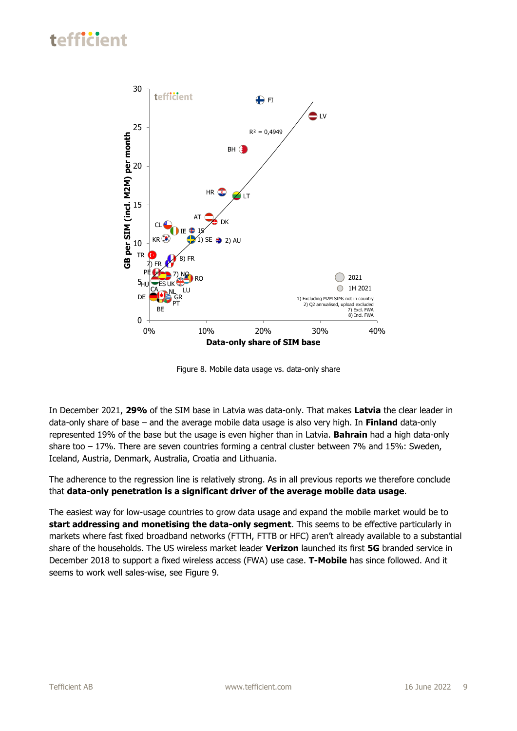Figure 8. Mobile data usage vs. data-only share

In December 2021, **29%** of the SIM base in Latvia was data-only. That makes **Latvia** the clear leader in data-only share of base – and the average mobile data usage is also very high. In **Finland** data-only represented 19% of the base but the usage is even higher than in Latvia. **Bahrain** had a high data-only share too – 17%. There are seven countries forming a central cluster between 7% and 15%: Sweden, Iceland, Austria, Denmark, Australia, Croatia and Lithuania.

The adherence to the regression line is relatively strong. As in all previous reports we therefore conclude that **data-only penetration is a significant driver of the average mobile data usage**.

The easiest way for low-usage countries to grow data usage and expand the mobile market would be to **start addressing and monetising the data-only segment**. This seems to be effective particularly in markets where fast fixed broadband networks (FTTH, FTTB or HFC) aren't already available to a substantial share of the households. The US wireless market leader **Verizon** launched its first **5G** branded service in December 2018 to support a fixed wireless access (FWA) use case. **T-Mobile** has since followed. And it seems to work well sales-wise, see Figure 9.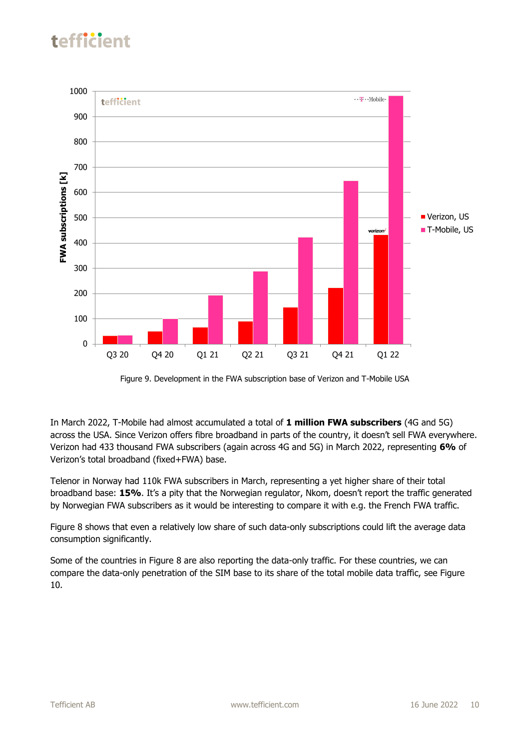Figure 9. Development in the FWA subscription base of Verizon and T-Mobile USA

In March 2022, T-Mobile had almost accumulated a total of **1 million FWA subscribers** (4G and 5G) across the USA. Since Verizon offers fibre broadband in parts of the country, it doesn't sell FWA everywhere. Verizon had 433 thousand FWA subscribers (again across 4G and 5G) in March 2022, representing **6%** of Verizon's total broadband (fixed+FWA) base.

Telenor in Norway had 110k FWA subscribers in March, representing a yet higher share of their total broadband base: **15%**. It's a pity that the Norwegian regulator, Nkom, doesn't report the traffic generated by Norwegian FWA subscribers as it would be interesting to compare it with e.g. the French FWA traffic.

Figure 8 shows that even a relatively low share of such data-only subscriptions could lift the average data consumption significantly.

Some of the countries in Figure 8 are also reporting the data-only traffic. For these countries, we can compare the data-only penetration of the SIM base to its share of the total mobile data traffic, see Figure 10.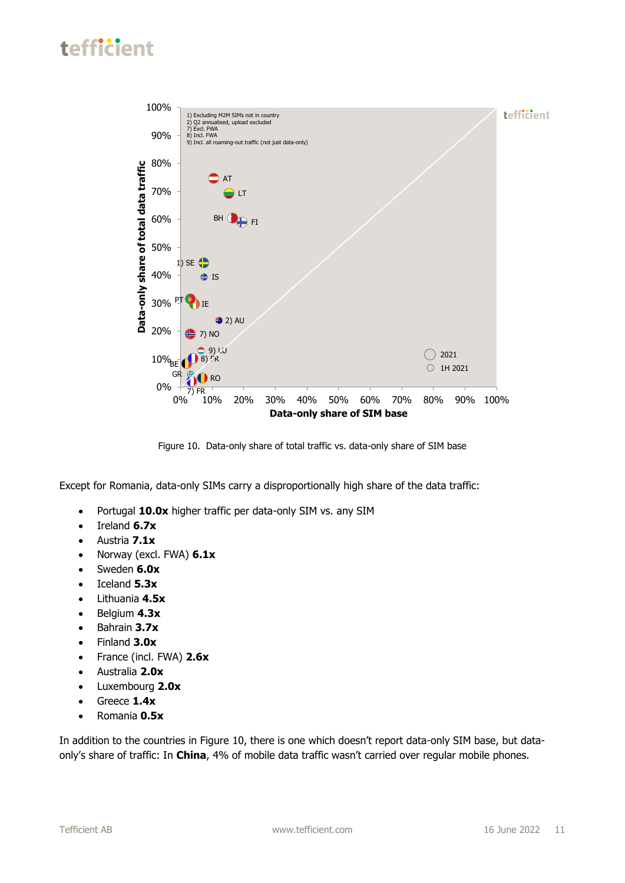Figure 10. Data-only share of total traffic vs. data-only share of SIM base

Except for Romania, data-only SIMs carry a disproportionally high share of the data traffic:

- Portugal **10.0x** higher traffic per data-only SIM vs. any SIM
- Ireland **6.7x**
- Austria **7.1x**
- Norway (excl. FWA) **6.1x**
- Sweden **6.0x**
- Iceland **5.3x**
- Lithuania **4.5x**
- Belgium **4.3x**
- Bahrain **3.7x**
- Finland **3.0x**
- France (incl. FWA) **2.6x**
- Australia **2.0x**
- Luxembourg **2.0x**
- Greece **1.4x**
- Romania **0.5x**

In addition to the countries in Figure 10, there is one which doesn't report data-only SIM base, but data-only's share of traffic: In **China**, 4% of mobile data traffic wasn't carried over regular mobile phones.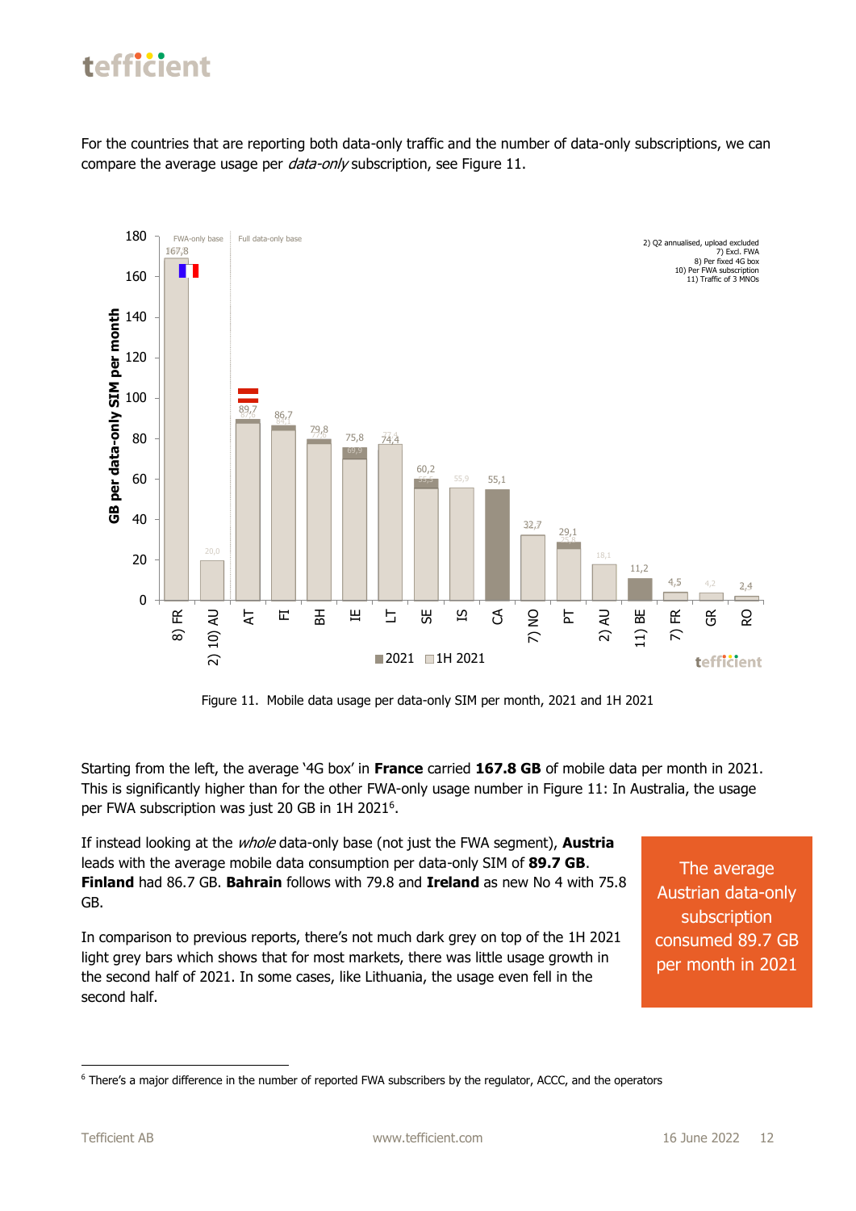For the countries that are reporting both data-only traffic and the number of data-only subscriptions, we can compare the average usage per *data-only* subscription, see Figure 11.

Figure 11. Mobile data usage per data-only SIM per month, 2021 and 1H 2021

Starting from the left, the average '4G box' in **France** carried **167.8 GB** of mobile data per month in 2021. This is significantly higher than for the other FWA-only usage number in Figure 11: In Australia, the usage per FWA subscription was just 20 GB in 1H 2021[6].

If instead looking at the *whole* data-only base (not just the FWA segment), **Austria** leads with the average mobile data consumption per data-only SIM of **89.7 GB**. **Finland** had 86.7 GB. **Bahrain** follows with 79.8 and **Ireland** as new No 4 with 75.8 GB.

In comparison to previous reports, there's not much dark grey on top of the 1H 2021 light grey bars which shows that for most markets, there was little usage growth in the second half of 2021. In some cases, like Lithuania, the usage even fell in the second half.

The average Austrian data-only subscription consumed 89.7 GB per month in 2021

[6] There's a major difference in the number of reported FWA subscribers by the regulator, ACCC, and the operators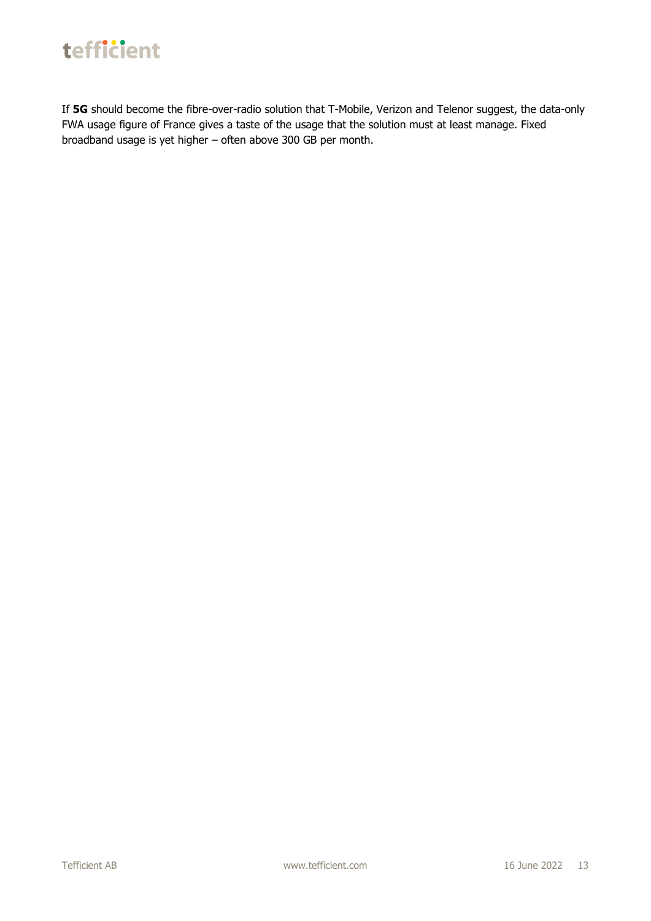If **5G** should become the fibre-over-radio solution that T-Mobile, Verizon and Telenor suggest, the data-only FWA usage figure of France gives a taste of the usage that the solution must at least manage. Fixed broadband usage is yet higher – often above 300 GB per month.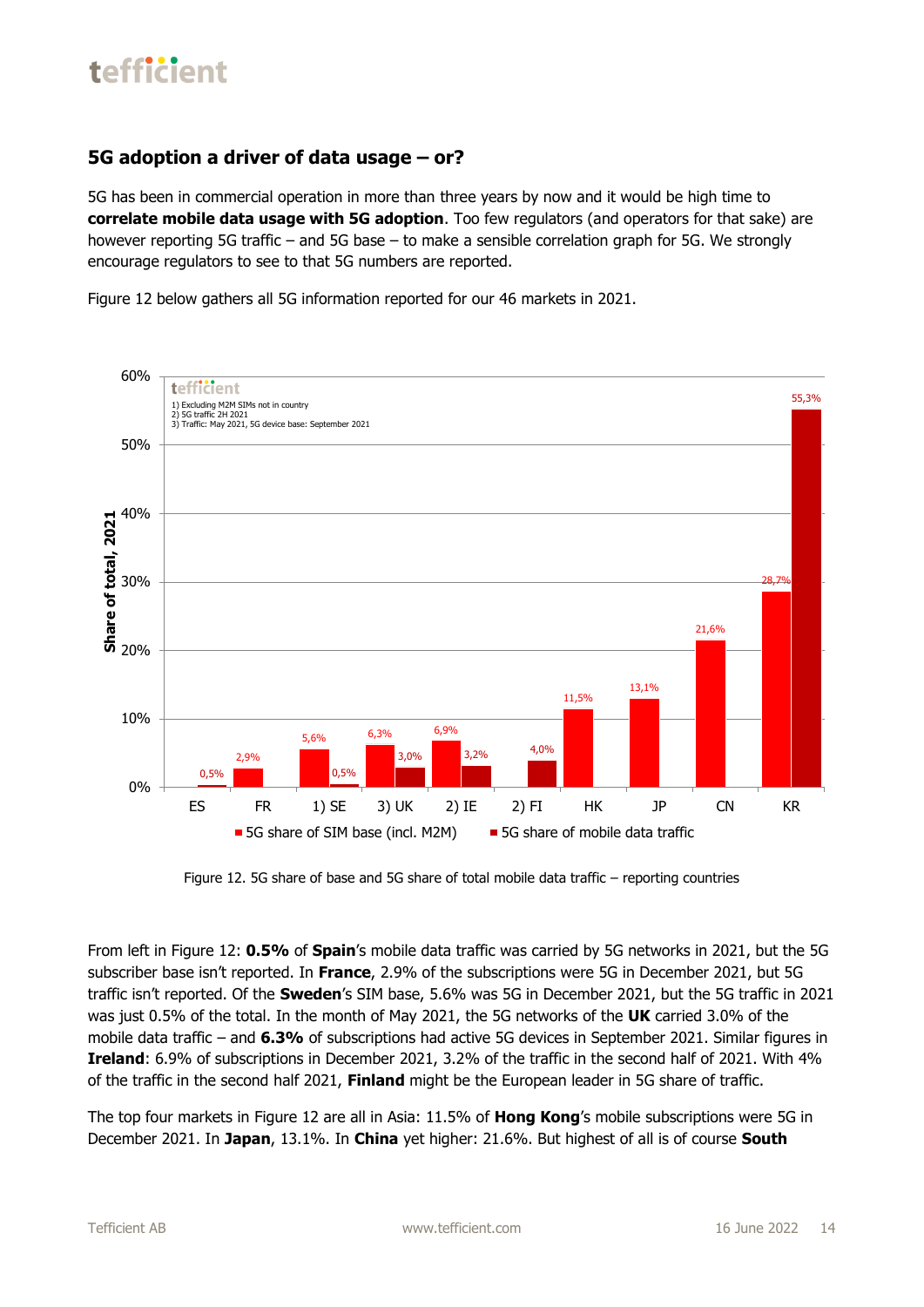## 5G adoption a driver of data usage – or?

5G has been in commercial operation in more than three years by now and it would be high time to **correlate mobile data usage with 5G adoption**. Too few regulators (and operators for that sake) are however reporting 5G traffic – and 5G base – to make a sensible correlation graph for 5G. We strongly encourage regulators to see to that 5G numbers are reported.

Figure 12 below gathers all 5G information reported for our 46 markets in 2021.

Figure 12. 5G share of base and 5G share of total mobile data traffic – reporting countries

From left in Figure 12: **0.5%** of **Spain**'s mobile data traffic was carried by 5G networks in 2021, but the 5G subscriber base isn't reported. In **France**, 2.9% of the subscriptions were 5G in December 2021, but 5G traffic isn't reported. Of the **Sweden**'s SIM base, 5.6% was 5G in December 2021, but the 5G traffic in 2021 was just 0.5% of the total. In the month of May 2021, the 5G networks of the **UK** carried 3.0% of the mobile data traffic – and **6.3%** of subscriptions had active 5G devices in September 2021. Similar figures in **Ireland**: 6.9% of subscriptions in December 2021, 3.2% of the traffic in the second half of 2021. With 4% of the traffic in the second half 2021, **Finland** might be the European leader in 5G share of traffic.

The top four markets in Figure 12 are all in Asia: 11.5% of **Hong Kong**'s mobile subscriptions were 5G in December 2021. In **Japan**, 13.1%. In **China** yet higher: 21.6%. But highest of all is of course **South**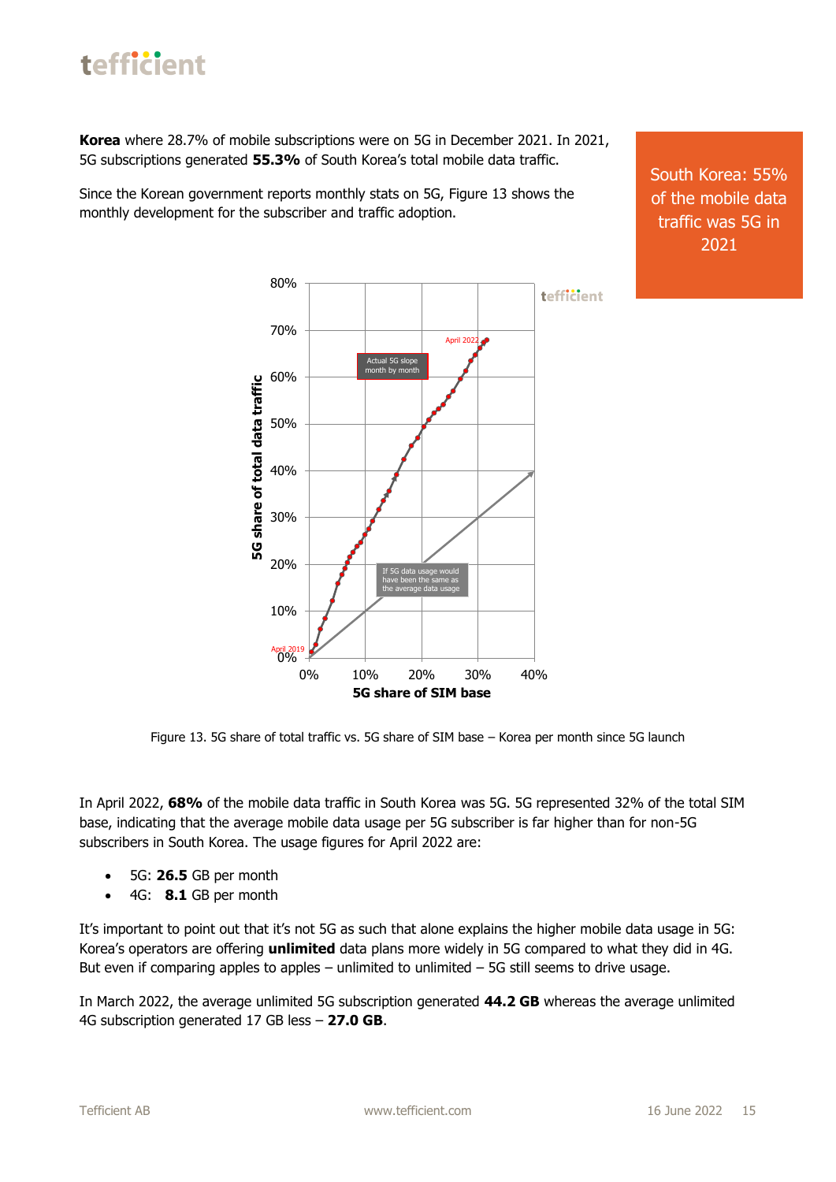**Korea** where 28.7% of mobile subscriptions were on 5G in December 2021. In 2021, 5G subscriptions generated **55.3%** of South Korea's total mobile data traffic.

Since the Korean government reports monthly stats on 5G, Figure 13 shows the monthly development for the subscriber and traffic adoption.

South Korea: 55% of the mobile data traffic was 5G in 2021

Figure 13. 5G share of total traffic vs. 5G share of SIM base – Korea per month since 5G launch

In April 2022, **68%** of the mobile data traffic in South Korea was 5G. 5G represented 32% of the total SIM base, indicating that the average mobile data usage per 5G subscriber is far higher than for non-5G subscribers in South Korea. The usage figures for April 2022 are:

- 5G: **26.5** GB per month
- 4G: **8.1** GB per month

It's important to point out that it's not 5G as such that alone explains the higher mobile data usage in 5G: Korea's operators are offering **unlimited** data plans more widely in 5G compared to what they did in 4G. But even if comparing apples to apples – unlimited to unlimited – 5G still seems to drive usage.

In March 2022, the average unlimited 5G subscription generated **44.2 GB** whereas the average unlimited 4G subscription generated 17 GB less – **27.0 GB**.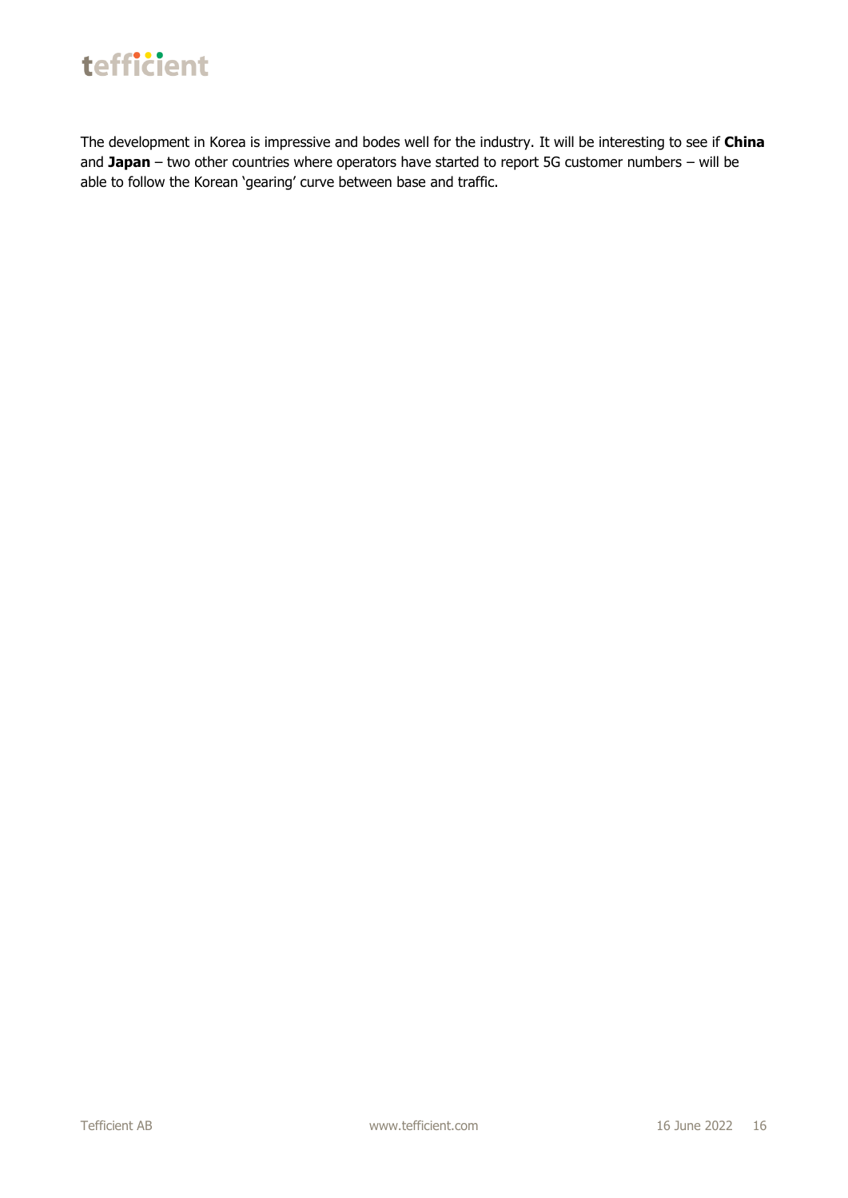The development in Korea is impressive and bodes well for the industry. It will be interesting to see if **China** and **Japan** – two other countries where operators have started to report 5G customer numbers – will be able to follow the Korean 'gearing' curve between base and traffic.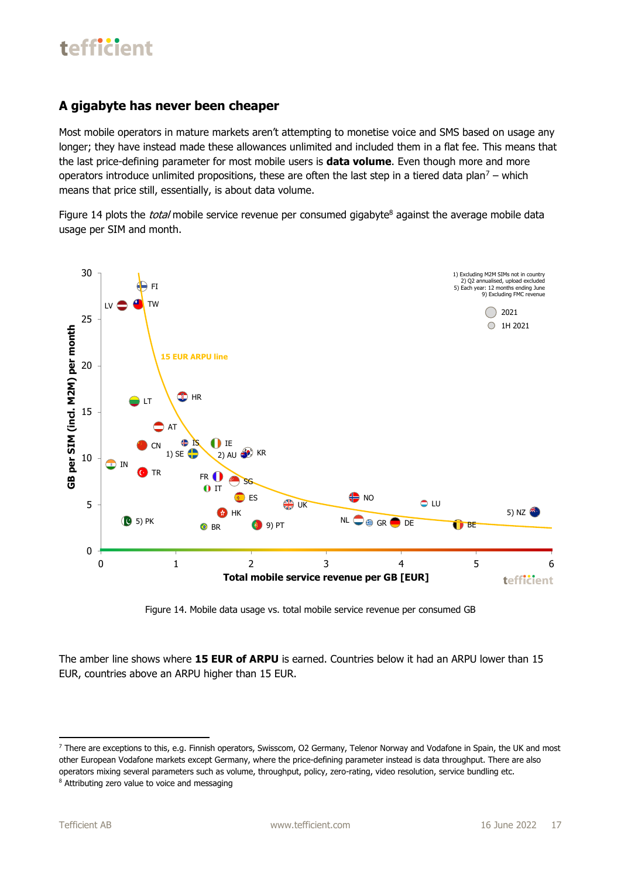## A gigabyte has never been cheaper

Most mobile operators in mature markets aren't attempting to monetise voice and SMS based on usage any longer; they have instead made these allowances unlimited and included them in a flat fee. This means that the last price-defining parameter for most mobile users is **data volume**. Even though more and more operators introduce unlimited propositions, these are often the last step in a tiered data plan[7] – which means that price still, essentially, is about data volume.

Figure 14 plots the *total* mobile service revenue per consumed gigabyte[8] against the average mobile data usage per SIM and month.

Figure 14. Mobile data usage vs. total mobile service revenue per consumed GB

The amber line shows where **15 EUR of ARPU** is earned. Countries below it had an ARPU lower than 15 EUR, countries above an ARPU higher than 15 EUR.

[7] There are exceptions to this, e.g. Finnish operators, Swisscom, O2 Germany, Telenor Norway and Vodafone in Spain, the UK and most other European Vodafone markets except Germany, where the price-defining parameter instead is data throughput. There are also operators mixing several parameters such as volume, throughput, policy, zero-rating, video resolution, service bundling etc.

[8] Attributing zero value to voice and messaging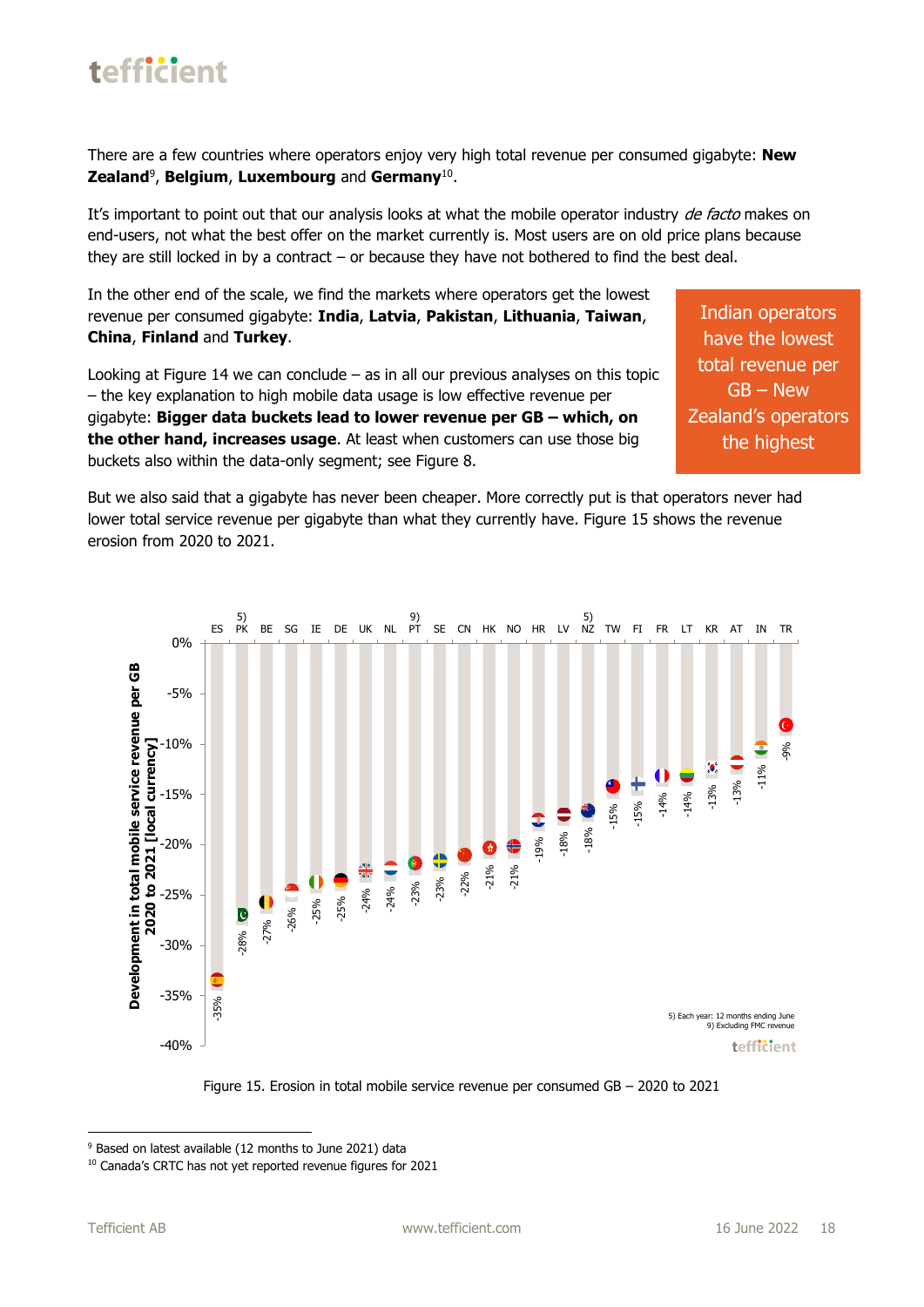There are a few countries where operators enjoy very high total revenue per consumed gigabyte: **New Zealand**[9], **Belgium**, **Luxembourg** and **Germany**[10].

It's important to point out that our analysis looks at what the mobile operator industry *de facto* makes on end-users, not what the best offer on the market currently is. Most users are on old price plans because they are still locked in by a contract – or because they have not bothered to find the best deal.

In the other end of the scale, we find the markets where operators get the lowest revenue per consumed gigabyte: **India**, **Latvia**, **Pakistan**, **Lithuania**, **Taiwan**, **China**, **Finland** and **Turkey**.

Indian operators have the lowest total revenue per GB – New Zealand's operators the highest

Looking at Figure 14 we can conclude – as in all our previous analyses on this topic – the key explanation to high mobile data usage is low effective revenue per gigabyte: **Bigger data buckets lead to lower revenue per GB – which, on the other hand, increases usage**. At least when customers can use those big buckets also within the data-only segment; see Figure 8.

But we also said that a gigabyte has never been cheaper. More correctly put is that operators never had lower total service revenue per gigabyte than what they currently have. Figure 15 shows the revenue erosion from 2020 to 2021.

| Country | Development in total mobile service revenue per GB 2020 to 2021 [local currency] |
|---|---|
| ES | -35% |
| PK 5) | -28% |
| BE | -27% |
| SG | -26% |
| IE | -25% |
| DE | -25% |
| UK | -24% |
| NL | -24% |
| PT 9) | -23% |
| SE | -23% |
| CN | -22% |
| HK | -21% |
| NO | -21% |
| HR | -19% |
| LV | -18% |
| NZ 5) | -18% |
| TW | -15% |
| FI | -15% |
| FR | -14% |
| LT | -14% |
| KR | -13% |
| AT | -13% |
| IN | -11% |
| TR | -9% |

5) Each year: 12 months ending June
9) Excluding FMC revenue

Figure 15. Erosion in total mobile service revenue per consumed GB – 2020 to 2021

[9] Based on latest available (12 months to June 2021) data

[10] Canada's CRTC has not yet reported revenue figures for 2021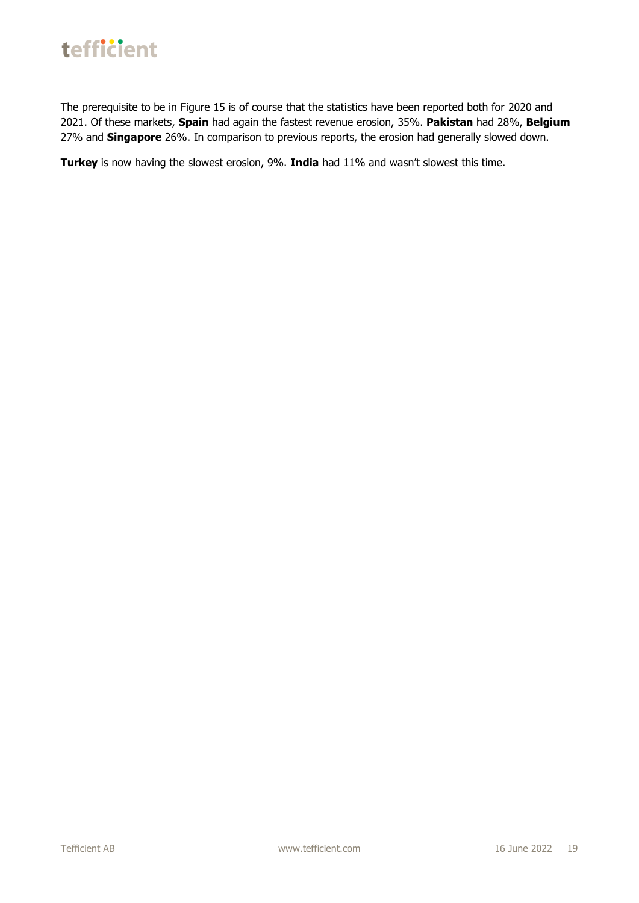The prerequisite to be in Figure 15 is of course that the statistics have been reported both for 2020 and 2021. Of these markets, **Spain** had again the fastest revenue erosion, 35%. **Pakistan** had 28%, **Belgium** 27% and **Singapore** 26%. In comparison to previous reports, the erosion had generally slowed down.

**Turkey** is now having the slowest erosion, 9%. **India** had 11% and wasn't slowest this time.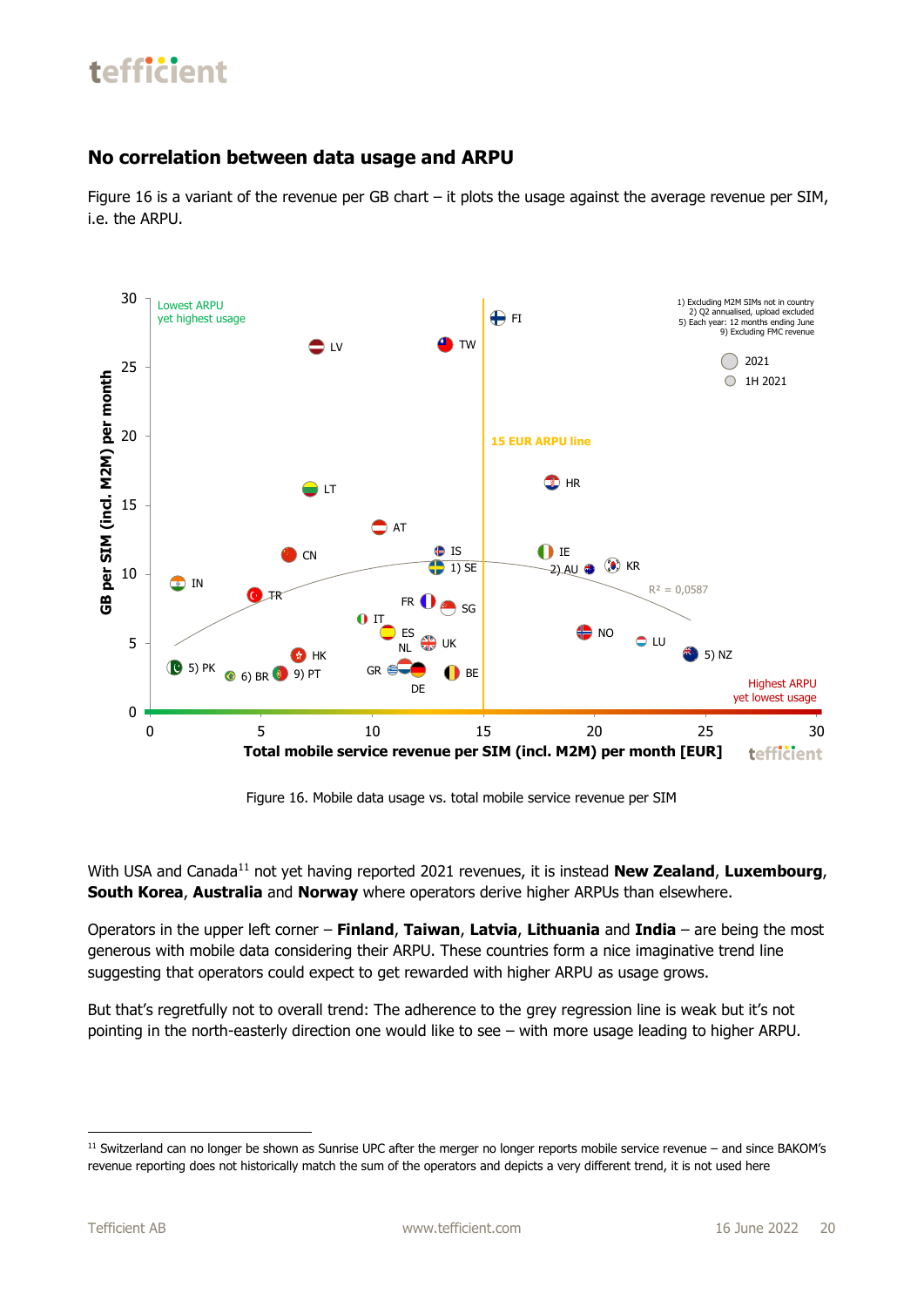## No correlation between data usage and ARPU

Figure 16 is a variant of the revenue per GB chart – it plots the usage against the average revenue per SIM, i.e. the ARPU.

Figure 16. Mobile data usage vs. total mobile service revenue per SIM

With USA and Canada[11] not yet having reported 2021 revenues, it is instead **New Zealand**, **Luxembourg**, **South Korea**, **Australia** and **Norway** where operators derive higher ARPUs than elsewhere.

Operators in the upper left corner – **Finland**, **Taiwan**, **Latvia**, **Lithuania** and **India** – are being the most generous with mobile data considering their ARPU. These countries form a nice imaginative trend line suggesting that operators could expect to get rewarded with higher ARPU as usage grows.

But that's regretfully not to overall trend: The adherence to the grey regression line is weak but it's not pointing in the north-easterly direction one would like to see – with more usage leading to higher ARPU.

[11] Switzerland can no longer be shown as Sunrise UPC after the merger no longer reports mobile service revenue – and since BAKOM's revenue reporting does not historically match the sum of the operators and depicts a very different trend, it is not used here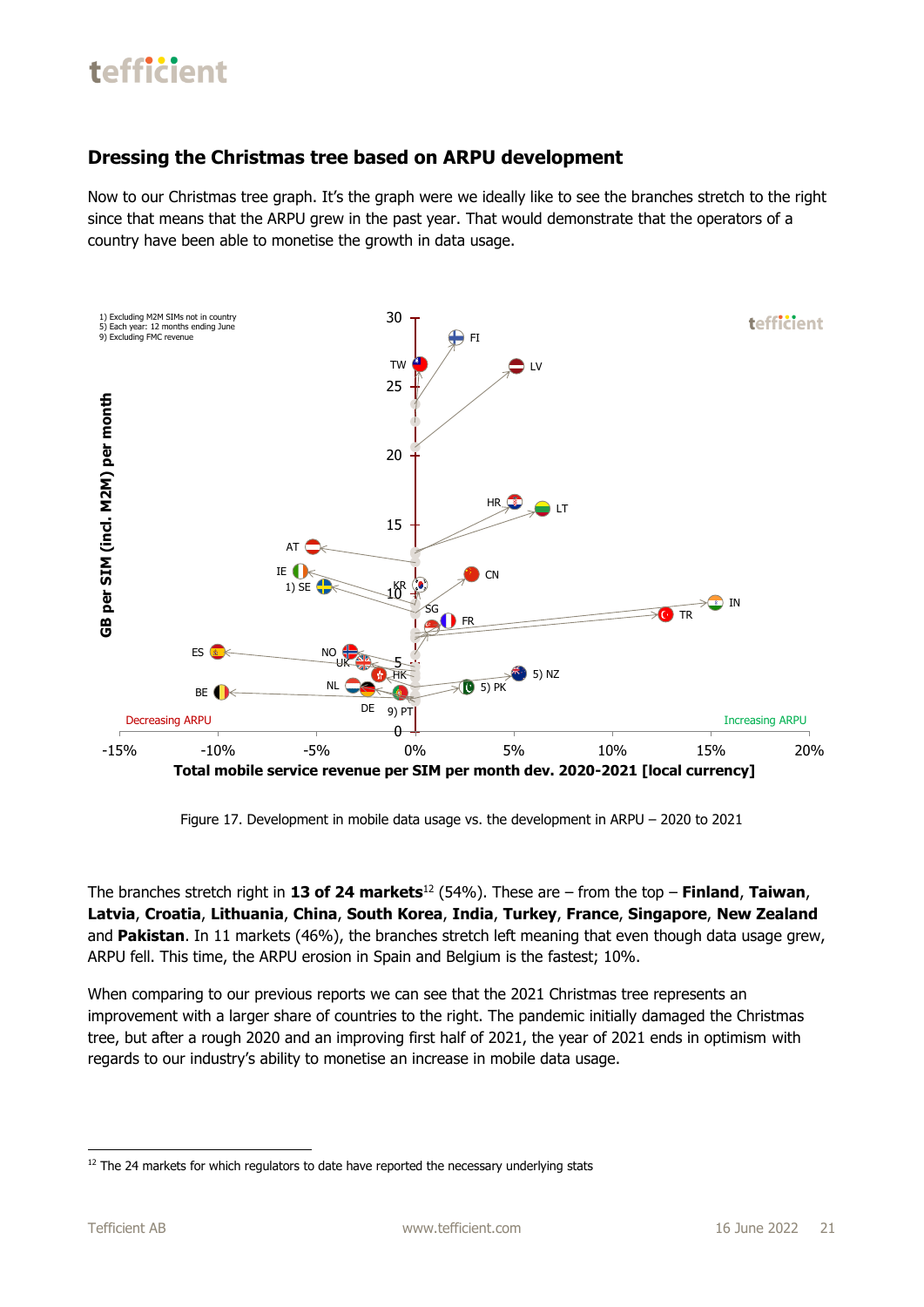## Dressing the Christmas tree based on ARPU development

Now to our Christmas tree graph. It's the graph were we ideally like to see the branches stretch to the right since that means that the ARPU grew in the past year. That would demonstrate that the operators of a country have been able to monetise the growth in data usage.

Figure 17. Development in mobile data usage vs. the development in ARPU – 2020 to 2021

The branches stretch right in **13 of 24 markets**[12] (54%). These are – from the top – **Finland**, **Taiwan**, **Latvia**, **Croatia**, **Lithuania**, **China**, **South Korea**, **India**, **Turkey**, **France**, **Singapore**, **New Zealand** and **Pakistan**. In 11 markets (46%), the branches stretch left meaning that even though data usage grew, ARPU fell. This time, the ARPU erosion in Spain and Belgium is the fastest; 10%.

When comparing to our previous reports we can see that the 2021 Christmas tree represents an improvement with a larger share of countries to the right. The pandemic initially damaged the Christmas tree, but after a rough 2020 and an improving first half of 2021, the year of 2021 ends in optimism with regards to our industry's ability to monetise an increase in mobile data usage.

[12] The 24 markets for which regulators to date have reported the necessary underlying stats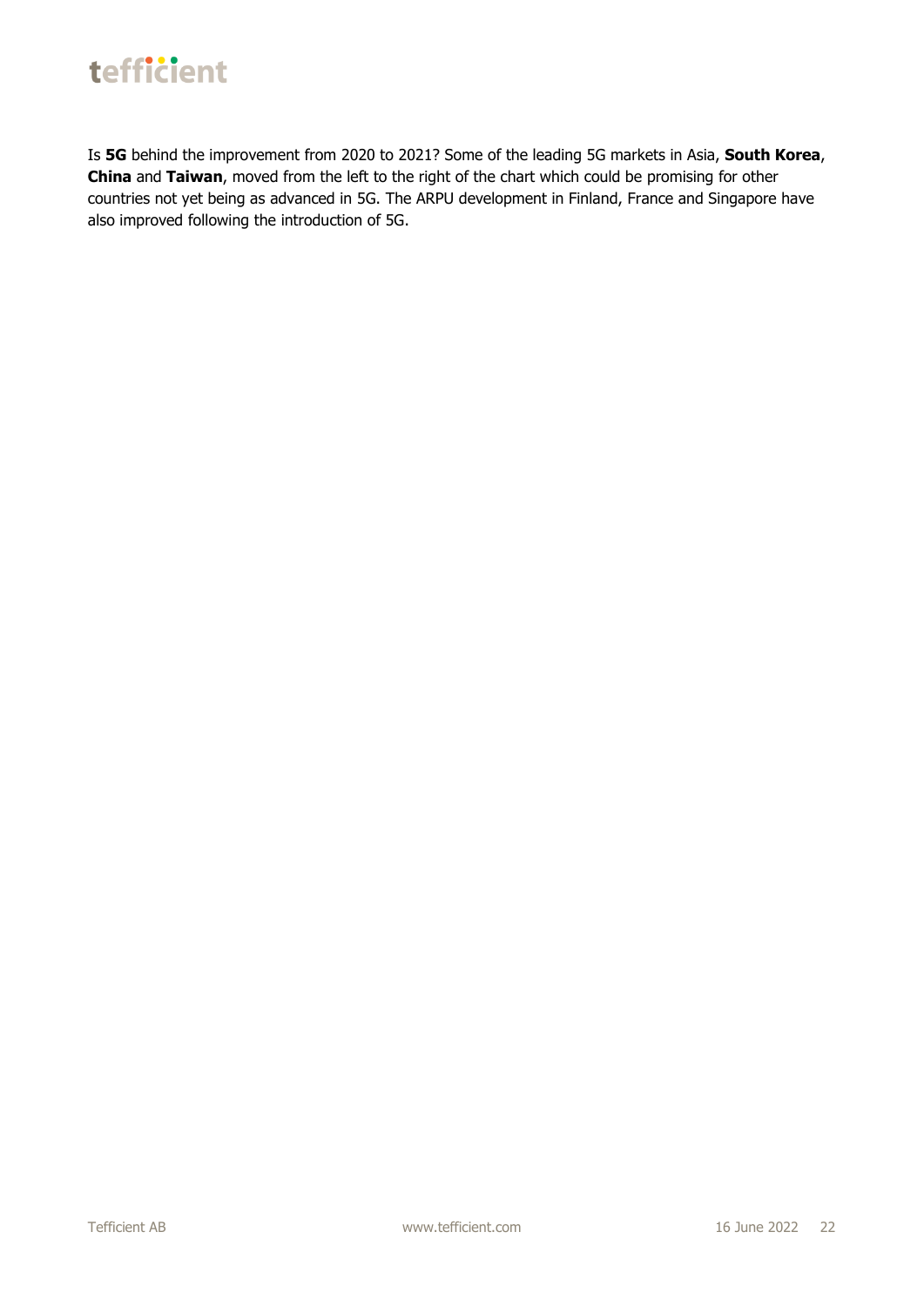Is **5G** behind the improvement from 2020 to 2021? Some of the leading 5G markets in Asia, **South Korea**, **China** and **Taiwan**, moved from the left to the right of the chart which could be promising for other countries not yet being as advanced in 5G. The ARPU development in Finland, France and Singapore have also improved following the introduction of 5G.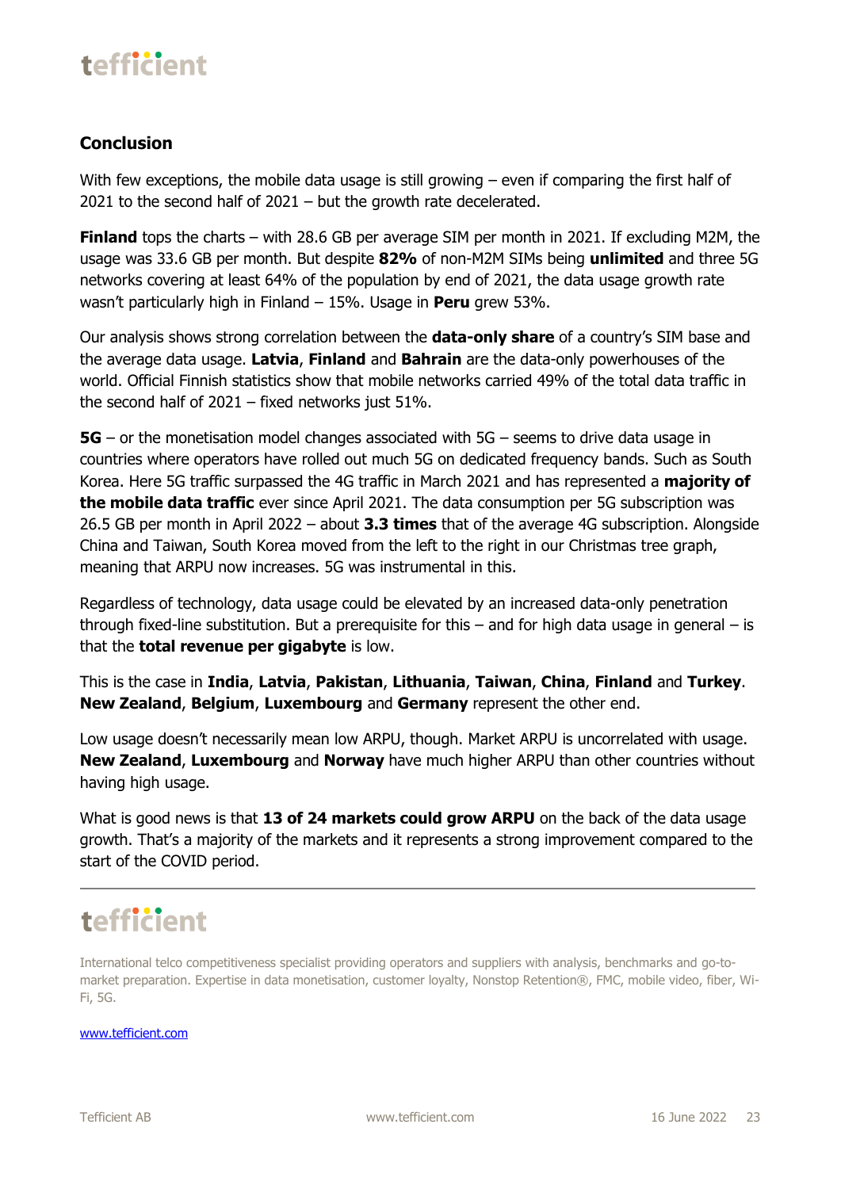## Conclusion

With few exceptions, the mobile data usage is still growing – even if comparing the first half of 2021 to the second half of 2021 – but the growth rate decelerated.

**Finland** tops the charts – with 28.6 GB per average SIM per month in 2021. If excluding M2M, the usage was 33.6 GB per month. But despite **82%** of non-M2M SIMs being **unlimited** and three 5G networks covering at least 64% of the population by end of 2021, the data usage growth rate wasn't particularly high in Finland – 15%. Usage in **Peru** grew 53%.

Our analysis shows strong correlation between the **data-only share** of a country's SIM base and the average data usage. **Latvia**, **Finland** and **Bahrain** are the data-only powerhouses of the world. Official Finnish statistics show that mobile networks carried 49% of the total data traffic in the second half of 2021 – fixed networks just 51%.

**5G** – or the monetisation model changes associated with 5G – seems to drive data usage in countries where operators have rolled out much 5G on dedicated frequency bands. Such as South Korea. Here 5G traffic surpassed the 4G traffic in March 2021 and has represented a **majority of the mobile data traffic** ever since April 2021. The data consumption per 5G subscription was 26.5 GB per month in April 2022 – about **3.3 times** that of the average 4G subscription. Alongside China and Taiwan, South Korea moved from the left to the right in our Christmas tree graph, meaning that ARPU now increases. 5G was instrumental in this.

Regardless of technology, data usage could be elevated by an increased data-only penetration through fixed-line substitution. But a prerequisite for this – and for high data usage in general – is that the **total revenue per gigabyte** is low.

This is the case in **India**, **Latvia**, **Pakistan**, **Lithuania**, **Taiwan**, **China**, **Finland** and **Turkey**. **New Zealand**, **Belgium**, **Luxembourg** and **Germany** represent the other end.

Low usage doesn't necessarily mean low ARPU, though. Market ARPU is uncorrelated with usage. **New Zealand**, **Luxembourg** and **Norway** have much higher ARPU than other countries without having high usage.

What is good news is that **13 of 24 markets could grow ARPU** on the back of the data usage growth. That's a majority of the markets and it represents a strong improvement compared to the start of the COVID period.

---

tefficient

International telco competitiveness specialist providing operators and suppliers with analysis, benchmarks and go-to-market preparation. Expertise in data monetisation, customer loyalty, Nonstop Retention®, FMC, mobile video, fiber, Wi-Fi, 5G.

www.tefficient.com